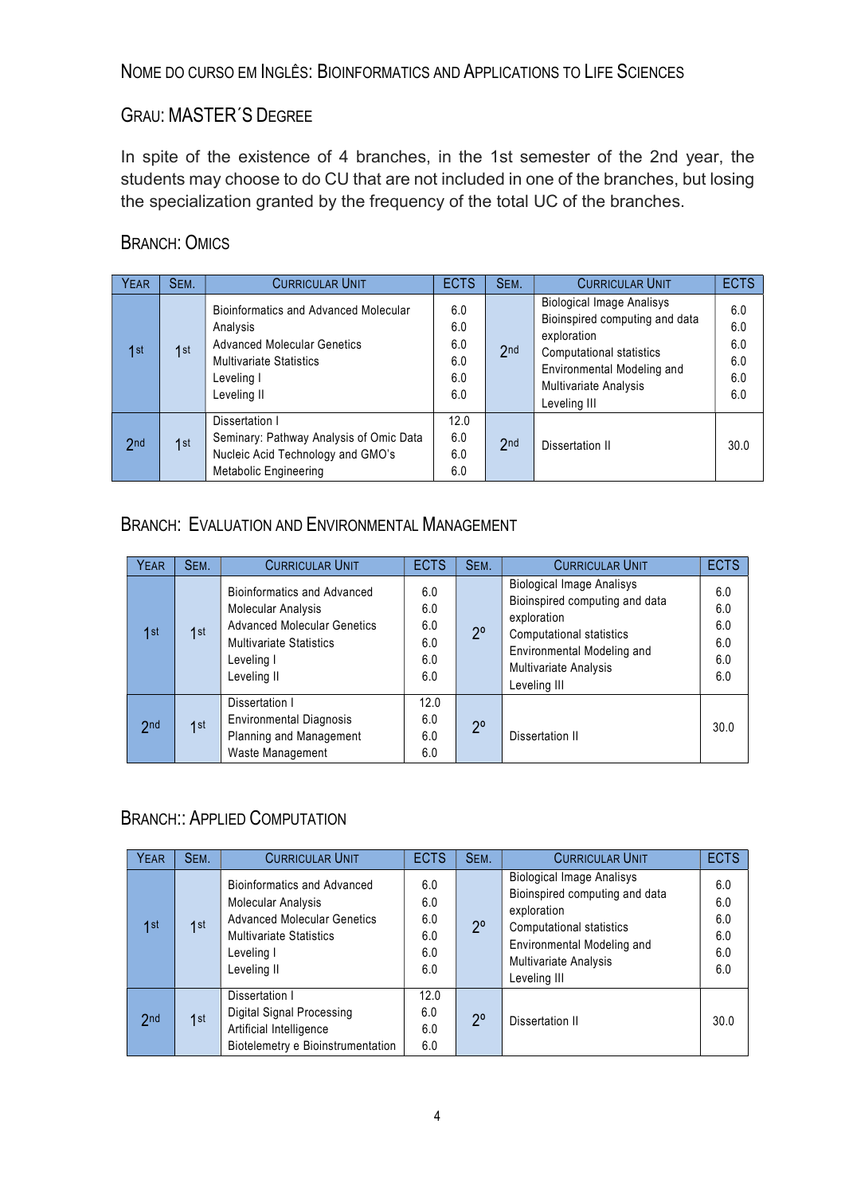NOME DO CURSO EM INGLÊS: BIOINFORMATICS AND APPLICATIONS TO LIFE SCIENCES

GRAU: MASTER´S DEGREE

In spite of the existence of 4 branches, in the 1st semester of the 2nd year, the students may choose to do CU that are not included in one of the branches, but losing the specialization granted by the frequency of the total UC of the branches.

## BRANCH: OMICS

| YEAR | SEM. | CURRICULAR UNIT | ECTS | SEM. | CURRICULAR UNIT | ECTS |
|---|---|---|---|---|---|---|
| 1st | 1st | Bioinformatics and Advanced Molecular Analysis<br>Advanced Molecular Genetics<br>Multivariate Statistics<br>Leveling I<br>Leveling II | 6.0<br>6.0<br>6.0<br>6.0<br>6.0<br>6.0 | 2nd | Biological Image Analisys<br>Bioinspired computing and data exploration<br>Computational statistics<br>Environmental Modeling and Multivariate Analysis<br>Leveling III | 6.0<br>6.0<br>6.0<br>6.0<br>6.0<br>6.0 |
| 2nd | 1st | Dissertation I<br>Seminary: Pathway Analysis of Omic Data<br>Nucleic Acid Technology and GMO's<br>Metabolic Engineering | 12.0<br>6.0<br>6.0<br>6.0 | 2nd | Dissertation II | 30.0 |

## BRANCH: EVALUATION AND ENVIRONMENTAL MANAGEMENT

| YEAR | SEM. | CURRICULAR UNIT | ECTS | SEM. | CURRICULAR UNIT | ECTS |
|---|---|---|---|---|---|---|
| 1st | 1st | Bioinformatics and Advanced Molecular Analysis<br>Advanced Molecular Genetics<br>Multivariate Statistics<br>Leveling I<br>Leveling II | 6.0<br>6.0<br>6.0<br>6.0<br>6.0<br>6.0 | 2º | Biological Image Analisys<br>Bioinspired computing and data exploration<br>Computational statistics<br>Environmental Modeling and Multivariate Analysis<br>Leveling III | 6.0<br>6.0<br>6.0<br>6.0<br>6.0<br>6.0 |
| 2nd | 1st | Dissertation I<br>Environmental Diagnosis<br>Planning and Management<br>Waste Management | 12.0<br>6.0<br>6.0<br>6.0 | 2º | Dissertation II | 30.0 |

## BRANCH:: APPLIED COMPUTATION

| YEAR | SEM. | CURRICULAR UNIT | ECTS | SEM. | CURRICULAR UNIT | ECTS |
|---|---|---|---|---|---|---|
| 1st | 1st | Bioinformatics and Advanced Molecular Analysis<br>Advanced Molecular Genetics<br>Multivariate Statistics<br>Leveling I<br>Leveling II | 6.0<br>6.0<br>6.0<br>6.0<br>6.0<br>6.0 | 2º | Biological Image Analisys<br>Bioinspired computing and data exploration<br>Computational statistics<br>Environmental Modeling and Multivariate Analysis<br>Leveling III | 6.0<br>6.0<br>6.0<br>6.0<br>6.0<br>6.0 |
| 2nd | 1st | Dissertation I<br>Digital Signal Processing<br>Artificial Intelligence<br>Biotelemetry e Bioinstrumentation | 12.0<br>6.0<br>6.0<br>6.0 | 2º | Dissertation II | 30.0 |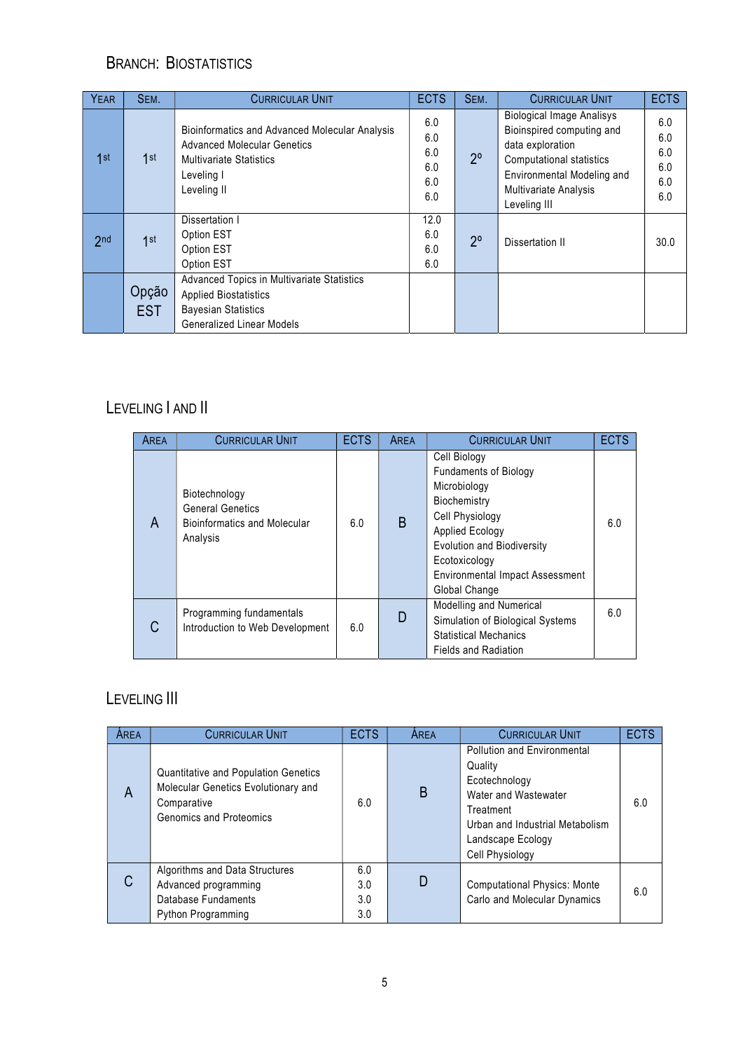## Branch: Biostatistics

| Year | Sem. | Curricular Unit | ECTS | Sem. | Curricular Unit | ECTS |
|---|---|---|---|---|---|---|
| 1st | 1st | Bioinformatics and Advanced Molecular Analysis<br>Advanced Molecular Genetics<br>Multivariate Statistics<br>Leveling I<br>Leveling II | 6.0<br>6.0<br>6.0<br>6.0<br>6.0<br>6.0 | 2º | Biological Image Analisys<br>Bioinspired computing and data exploration<br>Computational statistics<br>Environmental Modeling and Multivariate Analysis<br>Leveling III | 6.0<br>6.0<br>6.0<br>6.0<br>6.0<br>6.0 |
| 2nd | 1st | Dissertation I<br>Option EST<br>Option EST<br>Option EST | 12.0<br>6.0<br>6.0<br>6.0 | 2º | Dissertation II | 30.0 |
| | Opção EST | Advanced Topics in Multivariate Statistics<br>Applied Biostatistics<br>Bayesian Statistics<br>Generalized Linear Models | | | | |

## Leveling I and II

| Area | Curricular Unit | ECTS | Area | Curricular Unit | ECTS |
|---|---|---|---|---|---|
| A | Biotechnology<br>General Genetics<br>Bioinformatics and Molecular Analysis | 6.0 | B | Cell Biology<br>Fundaments of Biology<br>Microbiology<br>Biochemistry<br>Cell Physiology<br>Applied Ecology<br>Evolution and Biodiversity<br>Ecotoxicology<br>Environmental Impact Assessment<br>Global Change | 6.0 |
| C | Programming fundamentals<br>Introduction to Web Development | 6.0 | D | Modelling and Numerical Simulation of Biological Systems<br>Statistical Mechanics<br>Fields and Radiation | 6.0 |

## Leveling III

| Área | Curricular Unit | ECTS | Área | Curricular Unit | ECTS |
|---|---|---|---|---|---|
| A | Quantitative and Population Genetics<br>Molecular Genetics Evolutionary and Comparative<br>Genomics and Proteomics | 6.0 | B | Pollution and Environmental Quality<br>Ecotechnology<br>Water and Wastewater Treatment<br>Urban and Industrial Metabolism<br>Landscape Ecology<br>Cell Physiology | 6.0 |
| C | Algorithms and Data Structures<br>Advanced programming<br>Database Fundaments<br>Python Programming | 6.0<br>3.0<br>3.0<br>3.0 | D | Computational Physics: Monte Carlo and Molecular Dynamics | 6.0 |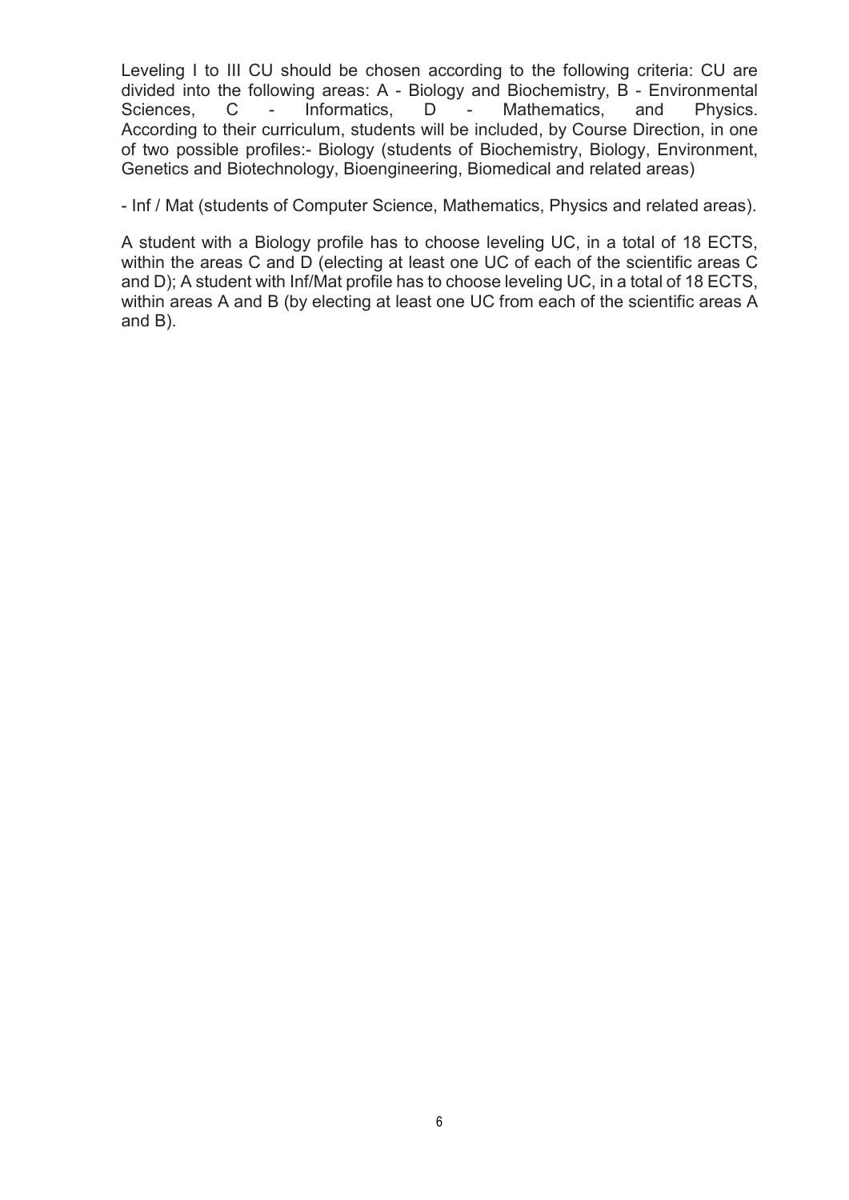Leveling I to III CU should be chosen according to the following criteria: CU are divided into the following areas: A - Biology and Biochemistry, B - Environmental Sciences, C - Informatics, D - Mathematics, and Physics. According to their curriculum, students will be included, by Course Direction, in one of two possible profiles:- Biology (students of Biochemistry, Biology, Environment, Genetics and Biotechnology, Bioengineering, Biomedical and related areas)

- Inf / Mat (students of Computer Science, Mathematics, Physics and related areas).

A student with a Biology profile has to choose leveling UC, in a total of 18 ECTS, within the areas C and D (electing at least one UC of each of the scientific areas C and D); A student with Inf/Mat profile has to choose leveling UC, in a total of 18 ECTS, within areas A and B (by electing at least one UC from each of the scientific areas A and B).